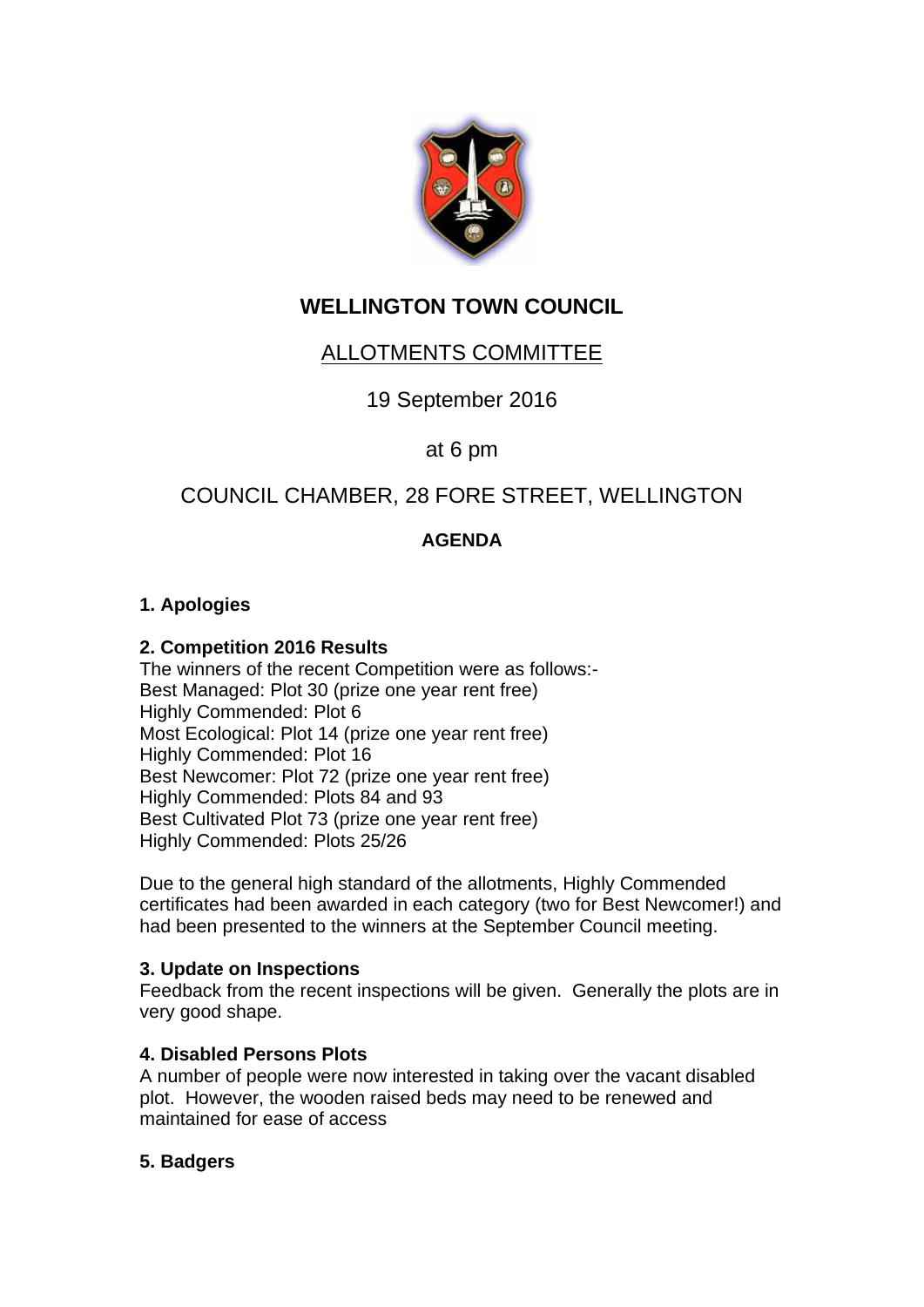# WELLINGTON TOWN COUNCIL

## ALLOTMENTS COMMITTEE

19 September 2016

at 6 pm

COUNCIL CHAMBER, 28 FORE STREET, WELLINGTON

**AGENDA**

**1. Apologies**

**2. Competition 2016 Results**

The winners of the recent Competition were as follows:-
Best Managed: Plot 30 (prize one year rent free)
Highly Commended: Plot 6
Most Ecological: Plot 14 (prize one year rent free)
Highly Commended: Plot 16
Best Newcomer: Plot 72 (prize one year rent free)
Highly Commended: Plots 84 and 93
Best Cultivated Plot 73 (prize one year rent free)
Highly Commended: Plots 25/26

Due to the general high standard of the allotments, Highly Commended certificates had been awarded in each category (two for Best Newcomer!) and had been presented to the winners at the September Council meeting.

**3. Update on Inspections**

Feedback from the recent inspections will be given. Generally the plots are in very good shape.

**4. Disabled Persons Plots**

A number of people were now interested in taking over the vacant disabled plot. However, the wooden raised beds may need to be renewed and maintained for ease of access

**5. Badgers**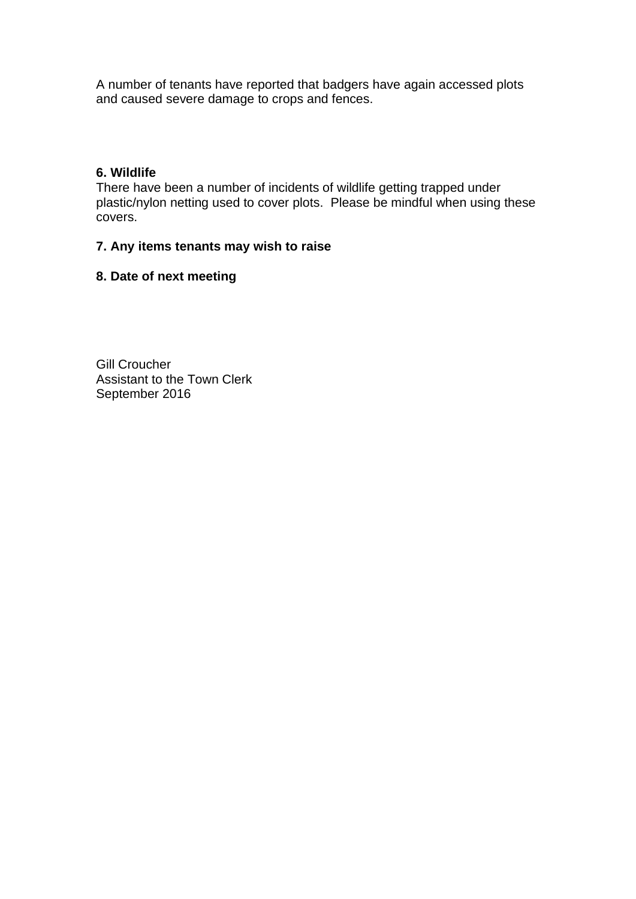A number of tenants have reported that badgers have again accessed plots and caused severe damage to crops and fences.

**6. Wildlife**

There have been a number of incidents of wildlife getting trapped under plastic/nylon netting used to cover plots. Please be mindful when using these covers.

**7. Any items tenants may wish to raise**

**8. Date of next meeting**

Gill Croucher
Assistant to the Town Clerk
September 2016